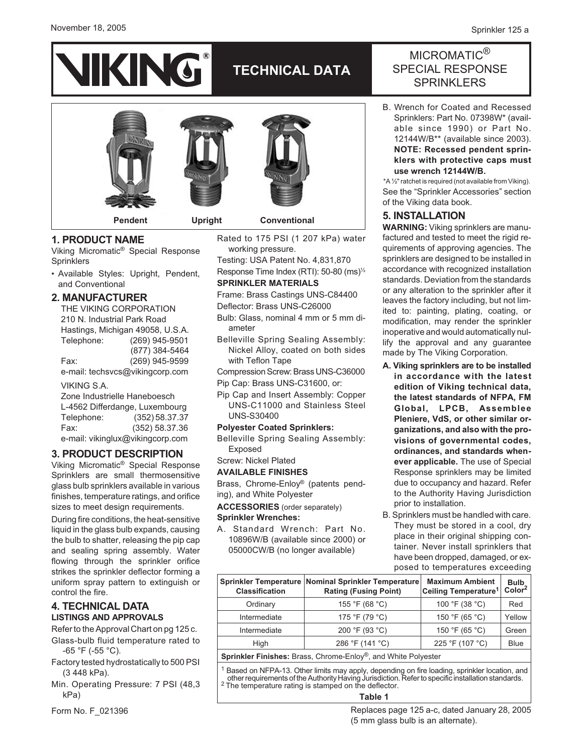# VIKING® TECHNICAL DATA

## MICROMATIC® SPECIAL RESPONSE SPRINKLERS

Pendent Upright Conventional

## 1. PRODUCT NAME

Viking Micromatic® Special Response Sprinklers

- Available Styles: Upright, Pendent, and Conventional

## 2. MANUFACTURER

THE VIKING CORPORATION
210 N. Industrial Park Road
Hastings, Michigan 49058, U.S.A.
Telephone: (269) 945-9501
(877) 384-5464
Fax: (269) 945-9599
e-mail: techsvcs@vikingcorp.com

VIKING S.A.
Zone Industrielle Haneboesch
L-4562 Differdange, Luxembourg
Telephone: (352) 58.37.37
Fax: (352) 58.37.36
e-mail: vikinglux@vikingcorp.com

## 3. PRODUCT DESCRIPTION

Viking Micromatic® Special Response Sprinklers are small thermosensitive glass bulb sprinklers available in various finishes, temperature ratings, and orifice sizes to meet design requirements.

During fire conditions, the heat-sensitive liquid in the glass bulb expands, causing the bulb to shatter, releasing the pip cap and sealing spring assembly. Water flowing through the sprinkler orifice strikes the sprinkler deflector forming a uniform spray pattern to extinguish or control the fire.

## 4. TECHNICAL DATA

### LISTINGS AND APPROVALS

Refer to the Approval Chart on pg 125 c.

Glass-bulb fluid temperature rated to -65 °F (-55 °C).

Factory tested hydrostatically to 500 PSI (3 448 kPa).

Min. Operating Pressure: 7 PSI (48,3 kPa)

Rated to 175 PSI (1 207 kPa) water working pressure.

Testing: USA Patent No. 4,831,870

Response Time Index (RTI): 50-80 $(ms)^{1/2}$

### SPRINKLER MATERIALS

Frame: Brass Castings UNS-C84400

Deflector: Brass UNS-C26000

Bulb: Glass, nominal 4 mm or 5 mm diameter

Belleville Spring Sealing Assembly: Nickel Alloy, coated on both sides with Teflon Tape

Compression Screw: Brass UNS-C36000

Pip Cap: Brass UNS-C31600, or:

Pip Cap and Insert Assembly: Copper UNS-C11000 and Stainless Steel UNS-S30400

**Polyester Coated Sprinklers:**

Belleville Spring Sealing Assembly: Exposed

Screw: Nickel Plated

### AVAILABLE FINISHES

Brass, Chrome-Enloy® (patents pending), and White Polyester

**ACCESSORIES** (order separately)

**Sprinkler Wrenches:**

A. Standard Wrench: Part No. 10896W/B (available since 2000) or 05000CW/B (no longer available)

B. Wrench for Coated and Recessed Sprinklers: Part No. 07398W* (available since 1990) or Part No. 12144W/B** (available since 2003). **NOTE: Recessed pendent sprinklers with protective caps must use wrench 12144W/B.**

*A ½" ratchet is required (not available from Viking).

See the "Sprinkler Accessories" section of the Viking data book.

## 5. INSTALLATION

**WARNING:** Viking sprinklers are manufactured and tested to meet the rigid requirements of approving agencies. The sprinklers are designed to be installed in accordance with recognized installation standards. Deviation from the standards or any alteration to the sprinkler after it leaves the factory including, but not limited to: painting, plating, coating, or modification, may render the sprinkler inoperative and would automatically nullify the approval and any guarantee made by The Viking Corporation.

A. **Viking sprinklers are to be installed in accordance with the latest edition of Viking technical data, the latest standards of NFPA, FM Global, LPCB, Assemblee Pleniere, VdS, or other similar organizations, and also with the provisions of governmental codes, ordinances, and standards whenever applicable.** The use of Special Response sprinklers may be limited due to occupancy and hazard. Refer to the Authority Having Jurisdiction prior to installation.

B. Sprinklers must be handled with care. They must be stored in a cool, dry place in their original shipping container. Never install sprinklers that have been dropped, damaged, or exposed to temperatures exceeding

| Sprinkler Temperature Classification | Nominal Sprinkler Temperature Rating (Fusing Point) | Maximum Ambient Ceiling Temperature[1] | Bulb Color[2] |
|---|---|---|---|
| Ordinary | 155 °F (68 °C) | 100 °F (38 °C) | Red |
| Intermediate | 175 °F (79 °C) | 150 °F (65 °C) | Yellow |
| Intermediate | 200 °F (93 °C) | 150 °F (65 °C) | Green |
| High | 286 °F (141 °C) | 225 °F (107 °C) | Blue |

**Sprinkler Finishes:** Brass, Chrome-Enloy®, and White Polyester

[1] Based on NFPA-13. Other limits may apply, depending on fire loading, sprinkler location, and other requirements of the Authority Having Jurisdiction. Refer to specific installation standards.
[2] The temperature rating is stamped on the deflector.

**Table 1**

Replaces page 125 a-c, dated January 28, 2005 (5 mm glass bulb is an alternate).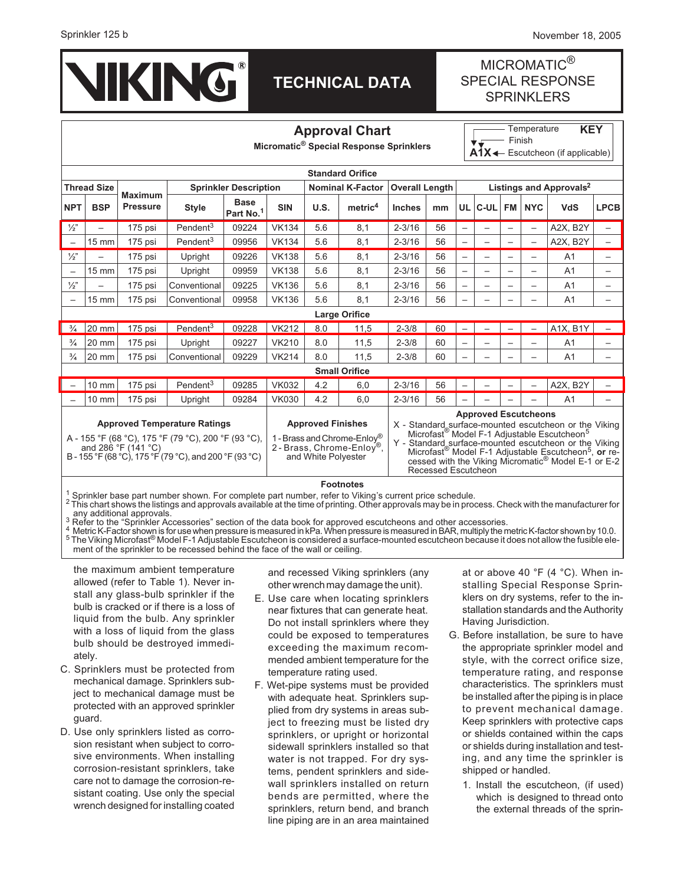# MICROMATIC® SPECIAL RESPONSE SPRINKLERS

## TECHNICAL DATA

### Approval Chart

**Micromatic® Special Response Sprinklers**

KEY: A1X — A = Temperature, 1 = Finish, X = Escutcheon (if applicable)

| Thread Size | | Maximum Pressure | Sprinkler Description | | | Nominal K-Factor | | Overall Length | | Listings and Approvals[2] | | | | | |
|---|---|---|---|---|---|---|---|---|---|---|---|---|---|---|---|
| NPT | BSP | | Style | Base Part No.[1] | SIN | U.S. | metric[4] | Inches | mm | UL | C-UL | FM | NYC | VdS | LPCB |
| **Standard Orifice** | | | | | | | | | | | | | | | |
| ½" | – | 175 psi | Pendent[3] | 09224 | VK134 | 5.6 | 8,1 | 2-3/16 | 56 | – | – | – | – | A2X, B2Y | – |
| – | 15 mm | 175 psi | Pendent[3] | 09956 | VK134 | 5.6 | 8,1 | 2-3/16 | 56 | – | – | – | – | A2X, B2Y | – |
| ½" | – | 175 psi | Upright | 09226 | VK138 | 5.6 | 8,1 | 2-3/16 | 56 | – | – | – | – | A1 | – |
| – | 15 mm | 175 psi | Upright | 09959 | VK138 | 5.6 | 8,1 | 2-3/16 | 56 | – | – | – | – | A1 | – |
| ½" | – | 175 psi | Conventional | 09225 | VK136 | 5.6 | 8,1 | 2-3/16 | 56 | – | – | – | – | A1 | – |
| – | 15 mm | 175 psi | Conventional | 09958 | VK136 | 5.6 | 8,1 | 2-3/16 | 56 | – | – | – | – | A1 | – |
| **Large Orifice** | | | | | | | | | | | | | | | |
| ¾ | 20 mm | 175 psi | Pendent[3] | 09228 | VK212 | 8.0 | 11,5 | 2-3/8 | 60 | – | – | – | – | A1X, B1Y | – |
| ¾ | 20 mm | 175 psi | Upright | 09227 | VK210 | 8.0 | 11,5 | 2-3/8 | 60 | – | – | – | – | A1 | – |
| ¾ | 20 mm | 175 psi | Conventional | 09229 | VK214 | 8.0 | 11,5 | 2-3/8 | 60 | – | – | – | – | A1 | – |
| **Small Orifice** | | | | | | | | | | | | | | | |
| – | 10 mm | 175 psi | Pendent[3] | 09285 | VK032 | 4.2 | 6,0 | 2-3/16 | 56 | – | – | – | – | A2X, B2Y | – |
| – | 10 mm | 175 psi | Upright | 09284 | VK030 | 4.2 | 6,0 | 2-3/16 | 56 | – | – | – | – | A1 | – |

**Approved Temperature Ratings**

A - 155 °F (68 °C), 175 °F (79 °C), 200 °F (93 °C), and 286 °F (141 °C)
B - 155 °F (68 °C), 175 °F (79 °C), and 200 °F (93 °C)

**Approved Finishes**

1 - Brass and Chrome-Enloy®
2 - Brass, Chrome-Enloy®, and White Polyester

**Approved Escutcheons**

X - Standard surface-mounted escutcheon or the Viking Microfast® Model F-1 Adjustable Escutcheon[5]
Y - Standard surface-mounted escutcheon or the Viking Microfast® Model F-1 Adjustable Escutcheon[5], **or** recessed with the Viking Micromatic® Model E-1 or E-2 Recessed Escutcheon

**Footnotes**

[1] Sprinkler base part number shown. For complete part number, refer to Viking's current price schedule.
[2] This chart shows the listings and approvals available at the time of printing. Other approvals may be in process. Check with the manufacturer for any additional approvals.
[3] Refer to the "Sprinkler Accessories" section of the data book for approved escutcheons and other accessories.
[4] Metric K-Factor shown is for use when pressure is measured in kPa. When pressure is measured in BAR, multiply the metric K-factor shown by 10.0.
[5] The Viking Microfast® Model F-1 Adjustable Escutcheon is considered a surface-mounted escutcheon because it does not allow the fusible element of the sprinkler to be recessed behind the face of the wall or ceiling.

the maximum ambient temperature allowed (refer to Table 1). Never install any glass-bulb sprinkler if the bulb is cracked or if there is a loss of liquid from the bulb. Any sprinkler with a loss of liquid from the glass bulb should be destroyed immediately.

C. Sprinklers must be protected from mechanical damage. Sprinklers subject to mechanical damage must be protected with an approved sprinkler guard.

D. Use only sprinklers listed as corrosion resistant when subject to corrosive environments. When installing corrosion-resistant sprinklers, take care not to damage the corrosion-resistant coating. Use only the special wrench designed for installing coated and recessed Viking sprinklers (any other wrench may damage the unit).

E. Use care when locating sprinklers near fixtures that can generate heat. Do not install sprinklers where they could be exposed to temperatures exceeding the maximum recommended ambient temperature for the temperature rating used.

F. Wet-pipe systems must be provided with adequate heat. Sprinklers supplied from dry systems in areas subject to freezing must be listed dry sprinklers, or upright or horizontal sidewall sprinklers installed so that water is not trapped. For dry systems, pendent sprinklers and sidewall sprinklers installed on return bends are permitted, where the sprinklers, return bend, and branch line piping are in an area maintained at or above 40 °F (4 °C). When installing Special Response Sprinklers on dry systems, refer to the installation standards and the Authority Having Jurisdiction.

G. Before installation, be sure to have the appropriate sprinkler model and style, with the correct orifice size, temperature rating, and response characteristics. The sprinklers must be installed after the piping is in place to prevent mechanical damage. Keep sprinklers with protective caps or shields contained within the caps or shields during installation and testing, and any time the sprinkler is shipped or handled.

1. Install the escutcheon, (if used) which is designed to thread onto the external threads of the sprin-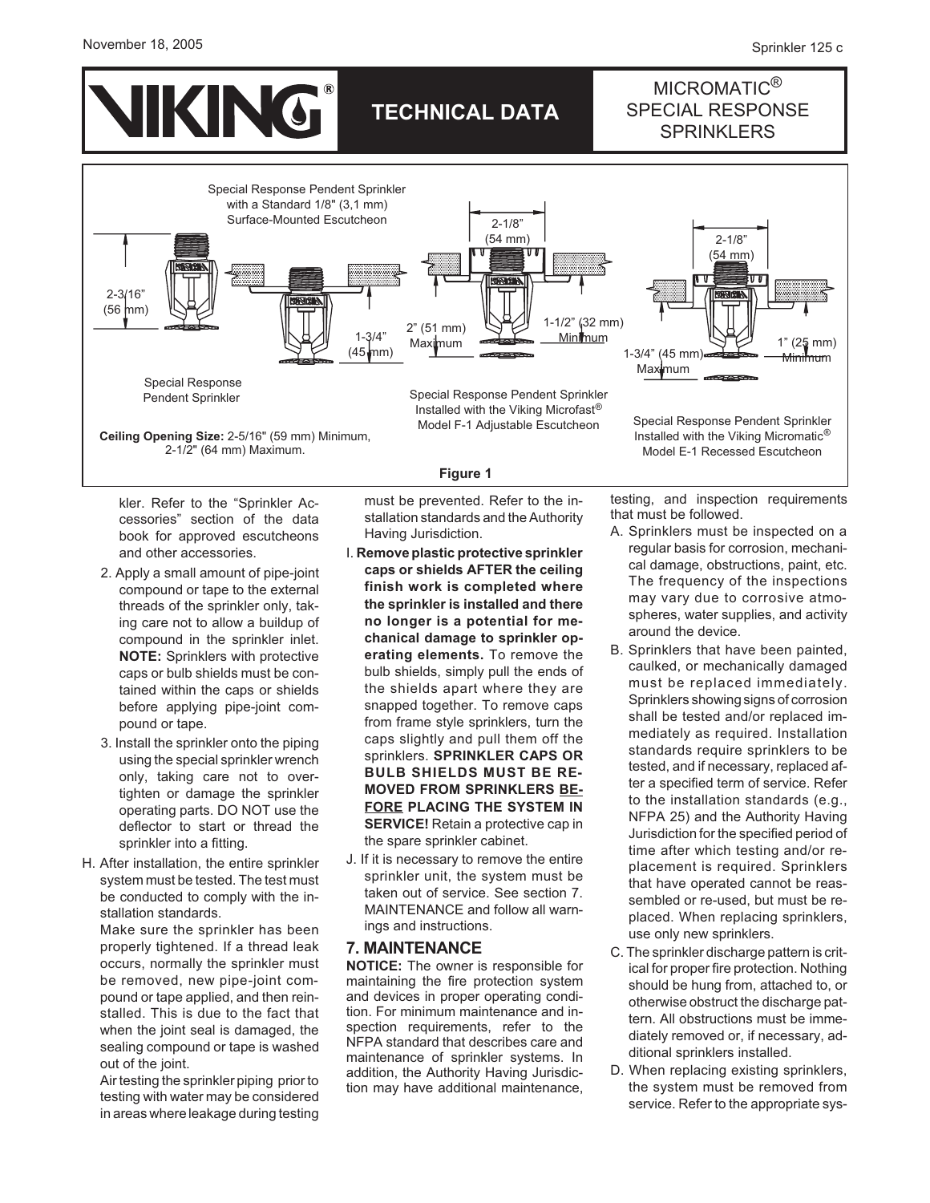# MICROMATIC® SPECIAL RESPONSE SPRINKLERS

## TECHNICAL DATA

Special Response Pendent Sprinkler with a Standard 1/8" (3,1 mm) Surface-Mounted Escutcheon

2-3/16" (56 mm)

1-3/4" (45 mm)

Special Response Pendent Sprinkler

**Ceiling Opening Size:** 2-5/16" (59 mm) Minimum, 2-1/2" (64 mm) Maximum.

2-1/8" (54 mm)

2" (51 mm) Maximum

1-1/2" (32 mm) Minimum

Special Response Pendent Sprinkler Installed with the Viking Microfast® Model F-1 Adjustable Escutcheon

2-1/8" (54 mm)

1-3/4" (45 mm) Maximum

1" (25 mm) Minimum

Special Response Pendent Sprinkler Installed with the Viking Micromatic® Model E-1 Recessed Escutcheon

**Figure 1**

kler. Refer to the "Sprinkler Accessories" section of the data book for approved escutcheons and other accessories.

2. Apply a small amount of pipe-joint compound or tape to the external threads of the sprinkler only, taking care not to allow a buildup of compound in the sprinkler inlet. **NOTE:** Sprinklers with protective caps or bulb shields must be contained within the caps or shields before applying pipe-joint compound or tape.
3. Install the sprinkler onto the piping using the special sprinkler wrench only, taking care not to overtighten or damage the sprinkler operating parts. DO NOT use the deflector to start or thread the sprinkler into a fitting.

H. After installation, the entire sprinkler system must be tested. The test must be conducted to comply with the installation standards.
Make sure the sprinkler has been properly tightened. If a thread leak occurs, normally the sprinkler must be removed, new pipe-joint compound or tape applied, and then reinstalled. This is due to the fact that when the joint seal is damaged, the sealing compound or tape is washed out of the joint.
Air testing the sprinkler piping prior to testing with water may be considered in areas where leakage during testing must be prevented. Refer to the installation standards and the Authority Having Jurisdiction.

I. **Remove plastic protective sprinkler caps or shields AFTER the ceiling finish work is completed where the sprinkler is installed and there no longer is a potential for mechanical damage to sprinkler operating elements.** To remove the bulb shields, simply pull the ends of the shields apart where they are snapped together. To remove caps from frame style sprinklers, turn the caps slightly and pull them off the sprinklers. **SPRINKLER CAPS OR BULB SHIELDS MUST BE REMOVED FROM SPRINKLERS <u>BEFORE</u> PLACING THE SYSTEM IN SERVICE!** Retain a protective cap in the spare sprinkler cabinet.

J. If it is necessary to remove the entire sprinkler unit, the system must be taken out of service. See section 7. MAINTENANCE and follow all warnings and instructions.

## 7. MAINTENANCE

**NOTICE:** The owner is responsible for maintaining the fire protection system and devices in proper operating condition. For minimum maintenance and inspection requirements, refer to the NFPA standard that describes care and maintenance of sprinkler systems. In addition, the Authority Having Jurisdiction may have additional maintenance, testing, and inspection requirements that must be followed.

A. Sprinklers must be inspected on a regular basis for corrosion, mechanical damage, obstructions, paint, etc. The frequency of the inspections may vary due to corrosive atmospheres, water supplies, and activity around the device.

B. Sprinklers that have been painted, caulked, or mechanically damaged must be replaced immediately. Sprinklers showing signs of corrosion shall be tested and/or replaced immediately as required. Installation standards require sprinklers to be tested, and if necessary, replaced after a specified term of service. Refer to the installation standards (e.g., NFPA 25) and the Authority Having Jurisdiction for the specified period of time after which testing and/or replacement is required. Sprinklers that have operated cannot be reassembled or re-used, but must be replaced. When replacing sprinklers, use only new sprinklers.

C. The sprinkler discharge pattern is critical for proper fire protection. Nothing should be hung from, attached to, or otherwise obstruct the discharge pattern. All obstructions must be immediately removed or, if necessary, additional sprinklers installed.

D. When replacing existing sprinklers, the system must be removed from service. Refer to the appropriate sys-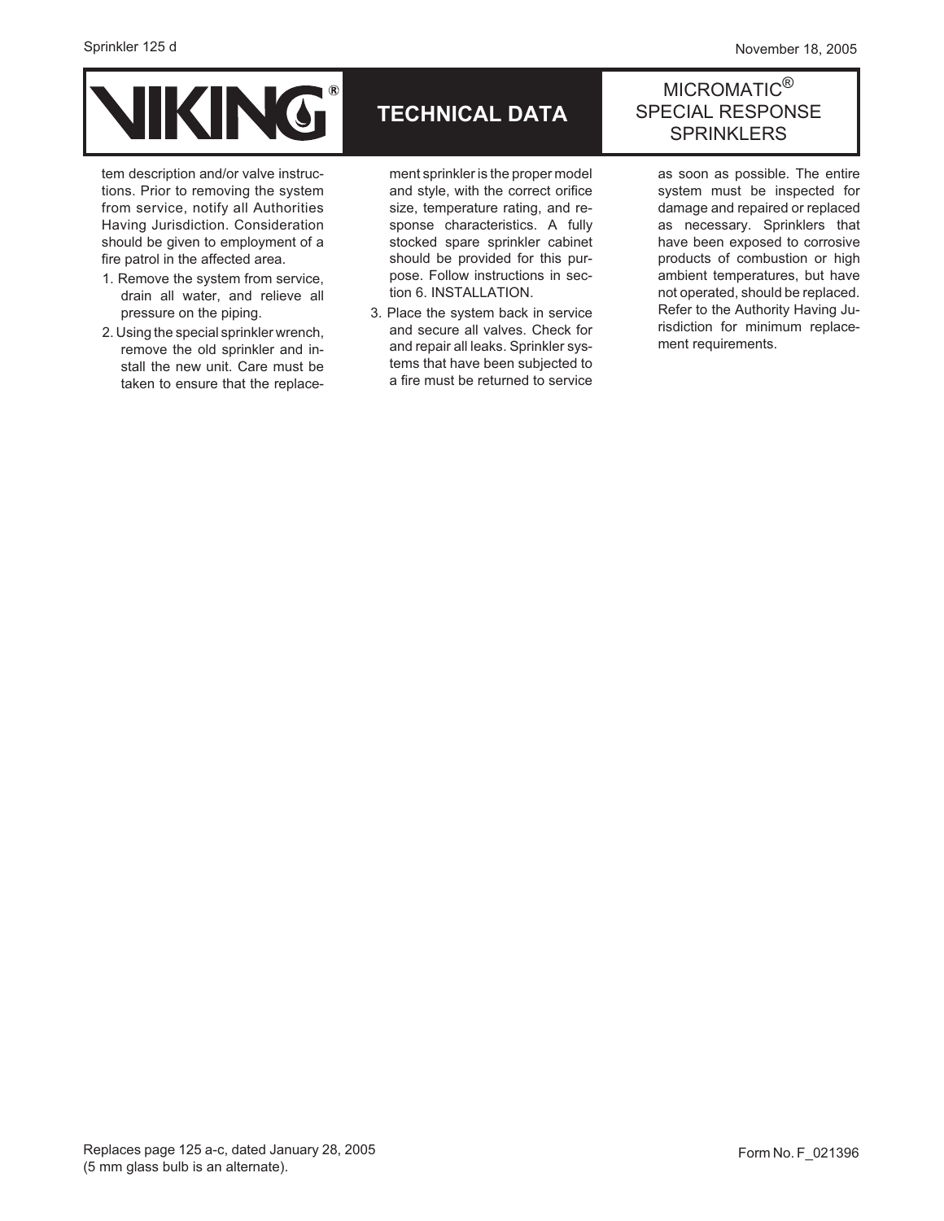tem description and/or valve instructions. Prior to removing the system from service, notify all Authorities Having Jurisdiction. Consideration should be given to employment of a fire patrol in the affected area.

1. Remove the system from service, drain all water, and relieve all pressure on the piping.
2. Using the special sprinkler wrench, remove the old sprinkler and install the new unit. Care must be taken to ensure that the replacement sprinkler is the proper model and style, with the correct orifice size, temperature rating, and response characteristics. A fully stocked spare sprinkler cabinet should be provided for this purpose. Follow instructions in section 6. INSTALLATION.
3. Place the system back in service and secure all valves. Check for and repair all leaks. Sprinkler systems that have been subjected to a fire must be returned to service as soon as possible. The entire system must be inspected for damage and repaired or replaced as necessary. Sprinklers that have been exposed to corrosive products of combustion or high ambient temperatures, but have not operated, should be replaced. Refer to the Authority Having Jurisdiction for minimum replacement requirements.

Replaces page 125 a-c, dated January 28, 2005 (5 mm glass bulb is an alternate).

Form No. F_021396